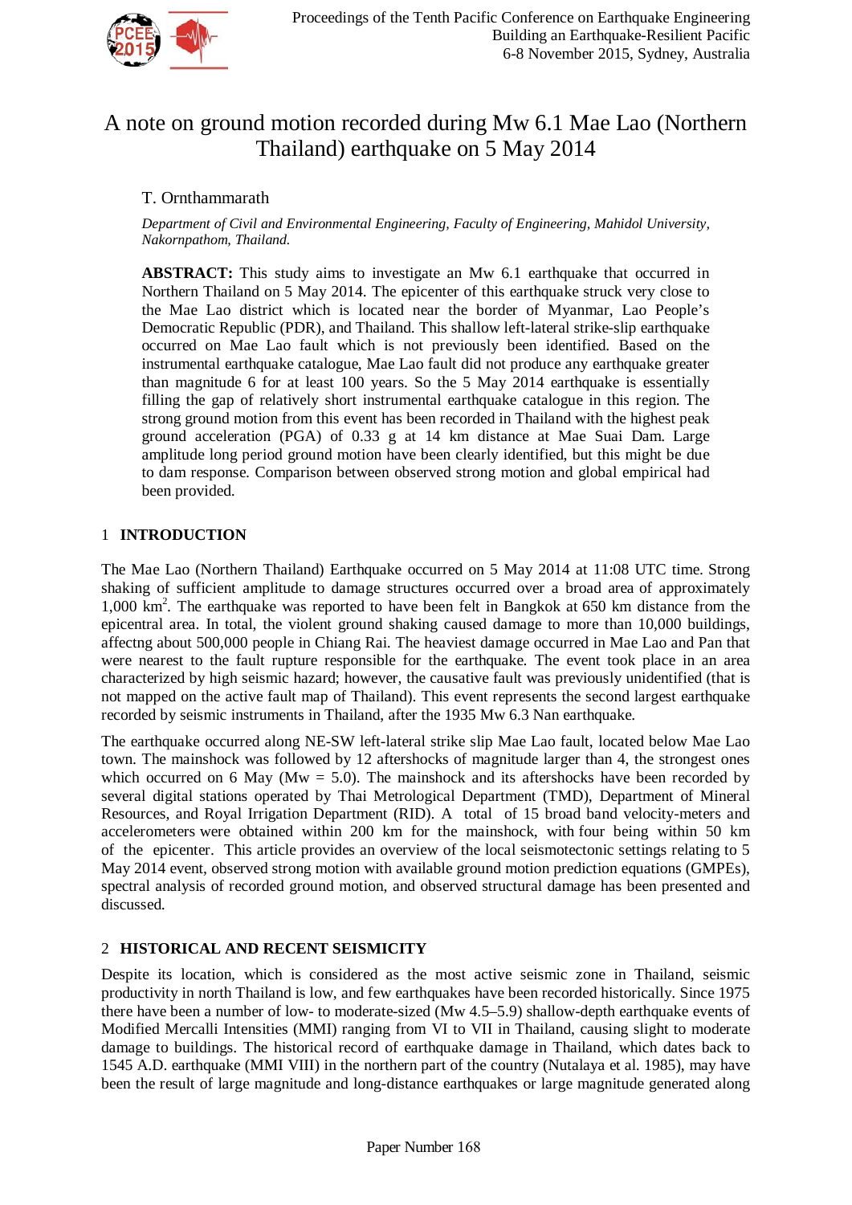# A note on ground motion recorded during Mw 6.1 Mae Lao (Northern Thailand) earthquake on 5 May 2014

T. Ornthammarath

*Department of Civil and Environmental Engineering, Faculty of Engineering, Mahidol University, Nakornpathom, Thailand.*

**ABSTRACT:** This study aims to investigate an Mw 6.1 earthquake that occurred in Northern Thailand on 5 May 2014. The epicenter of this earthquake struck very close to the Mae Lao district which is located near the border of Myanmar, Lao People's Democratic Republic (PDR), and Thailand. This shallow left-lateral strike-slip earthquake occurred on Mae Lao fault which is not previously been identified. Based on the instrumental earthquake catalogue, Mae Lao fault did not produce any earthquake greater than magnitude 6 for at least 100 years. So the 5 May 2014 earthquake is essentially filling the gap of relatively short instrumental earthquake catalogue in this region. The strong ground motion from this event has been recorded in Thailand with the highest peak ground acceleration (PGA) of 0.33 g at 14 km distance at Mae Suai Dam. Large amplitude long period ground motion have been clearly identified, but this might be due to dam response. Comparison between observed strong motion and global empirical had been provided.

## 1 INTRODUCTION

The Mae Lao (Northern Thailand) Earthquake occurred on 5 May 2014 at 11:08 UTC time. Strong shaking of sufficient amplitude to damage structures occurred over a broad area of approximately 1,000 km$^2$. The earthquake was reported to have been felt in Bangkok at 650 km distance from the epicentral area. In total, the violent ground shaking caused damage to more than 10,000 buildings, affectng about 500,000 people in Chiang Rai. The heaviest damage occurred in Mae Lao and Pan that were nearest to the fault rupture responsible for the earthquake. The event took place in an area characterized by high seismic hazard; however, the causative fault was previously unidentified (that is not mapped on the active fault map of Thailand). This event represents the second largest earthquake recorded by seismic instruments in Thailand, after the 1935 Mw 6.3 Nan earthquake.

The earthquake occurred along NE-SW left-lateral strike slip Mae Lao fault, located below Mae Lao town. The mainshock was followed by 12 aftershocks of magnitude larger than 4, the strongest ones which occurred on 6 May (Mw = 5.0). The mainshock and its aftershocks have been recorded by several digital stations operated by Thai Metrological Department (TMD), Department of Mineral Resources, and Royal Irrigation Department (RID). A total of 15 broad band velocity-meters and accelerometers were obtained within 200 km for the mainshock, with four being within 50 km of the epicenter. This article provides an overview of the local seismotectonic settings relating to 5 May 2014 event, observed strong motion with available ground motion prediction equations (GMPEs), spectral analysis of recorded ground motion, and observed structural damage has been presented and discussed.

## 2 HISTORICAL AND RECENT SEISMICITY

Despite its location, which is considered as the most active seismic zone in Thailand, seismic productivity in north Thailand is low, and few earthquakes have been recorded historically. Since 1975 there have been a number of low- to moderate-sized (Mw 4.5–5.9) shallow-depth earthquake events of Modified Mercalli Intensities (MMI) ranging from VI to VII in Thailand, causing slight to moderate damage to buildings. The historical record of earthquake damage in Thailand, which dates back to 1545 A.D. earthquake (MMI VIII) in the northern part of the country (Nutalaya et al. 1985), may have been the result of large magnitude and long-distance earthquakes or large magnitude generated along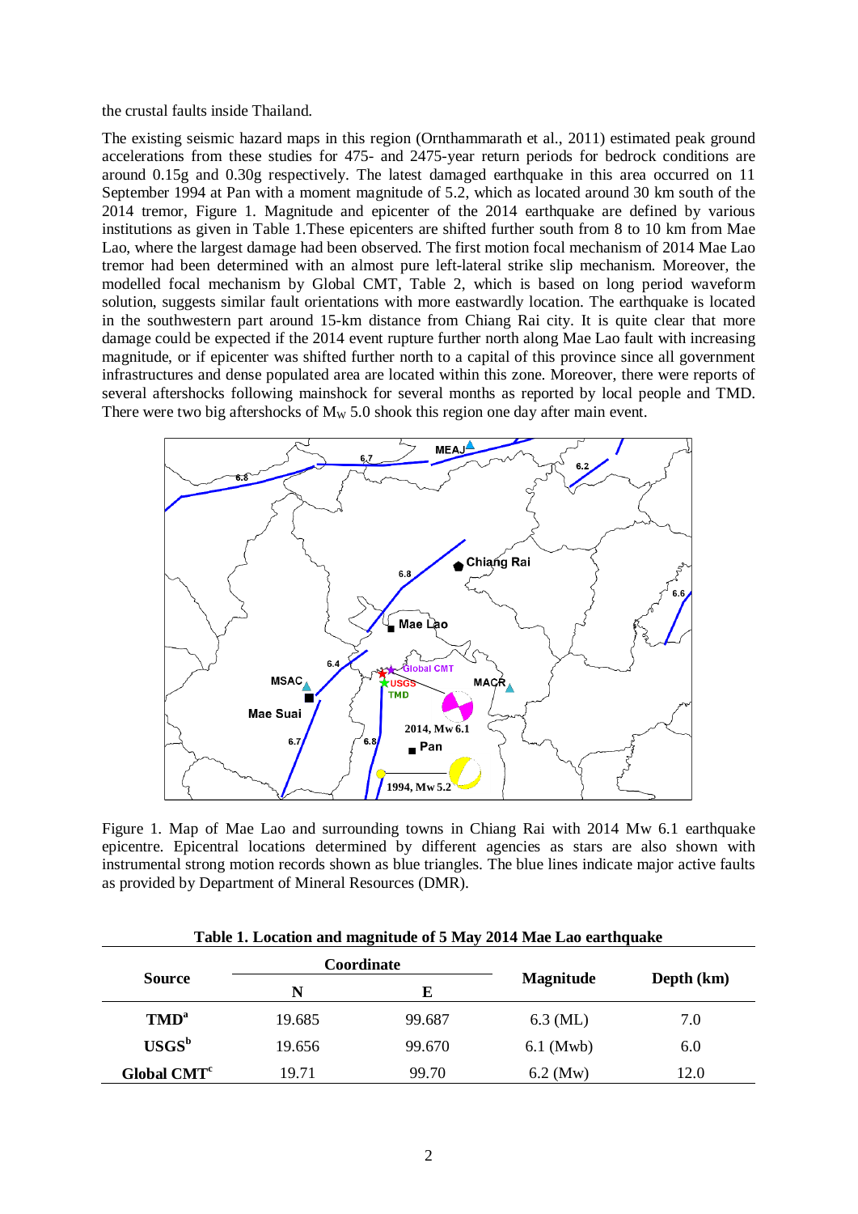the crustal faults inside Thailand.

The existing seismic hazard maps in this region (Ornthammarath et al., 2011) estimated peak ground accelerations from these studies for 475- and 2475-year return periods for bedrock conditions are around 0.15g and 0.30g respectively. The latest damaged earthquake in this area occurred on 11 September 1994 at Pan with a moment magnitude of 5.2, which as located around 30 km south of the 2014 tremor, Figure 1. Magnitude and epicenter of the 2014 earthquake are defined by various institutions as given in Table 1.These epicenters are shifted further south from 8 to 10 km from Mae Lao, where the largest damage had been observed. The first motion focal mechanism of 2014 Mae Lao tremor had been determined with an almost pure left-lateral strike slip mechanism. Moreover, the modelled focal mechanism by Global CMT, Table 2, which is based on long period waveform solution, suggests similar fault orientations with more eastwardly location. The earthquake is located in the southwestern part around 15-km distance from Chiang Rai city. It is quite clear that more damage could be expected if the 2014 event rupture further north along Mae Lao fault with increasing magnitude, or if epicenter was shifted further north to a capital of this province since all government infrastructures and dense populated area are located within this zone. Moreover, there were reports of several aftershocks following mainshock for several months as reported by local people and TMD. There were two big aftershocks of $M_W$ 5.0 shook this region one day after main event.

Figure 1. Map of Mae Lao and surrounding towns in Chiang Rai with 2014 Mw 6.1 earthquake epicentre. Epicentral locations determined by different agencies as stars are also shown with instrumental strong motion records shown as blue triangles. The blue lines indicate major active faults as provided by Department of Mineral Resources (DMR).

**Table 1. Location and magnitude of 5 May 2014 Mae Lao earthquake**

| Source | Coordinate | | Magnitude | Depth (km) |
|---|---|---|---|---|
| | N | E | | |
| **TMD**[a] | 19.685 | 99.687 | 6.3 (ML) | 7.0 |
| **USGS**[b] | 19.656 | 99.670 | 6.1 (Mwb) | 6.0 |
| **Global CMT**[c] | 19.71 | 99.70 | 6.2 (Mw) | 12.0 |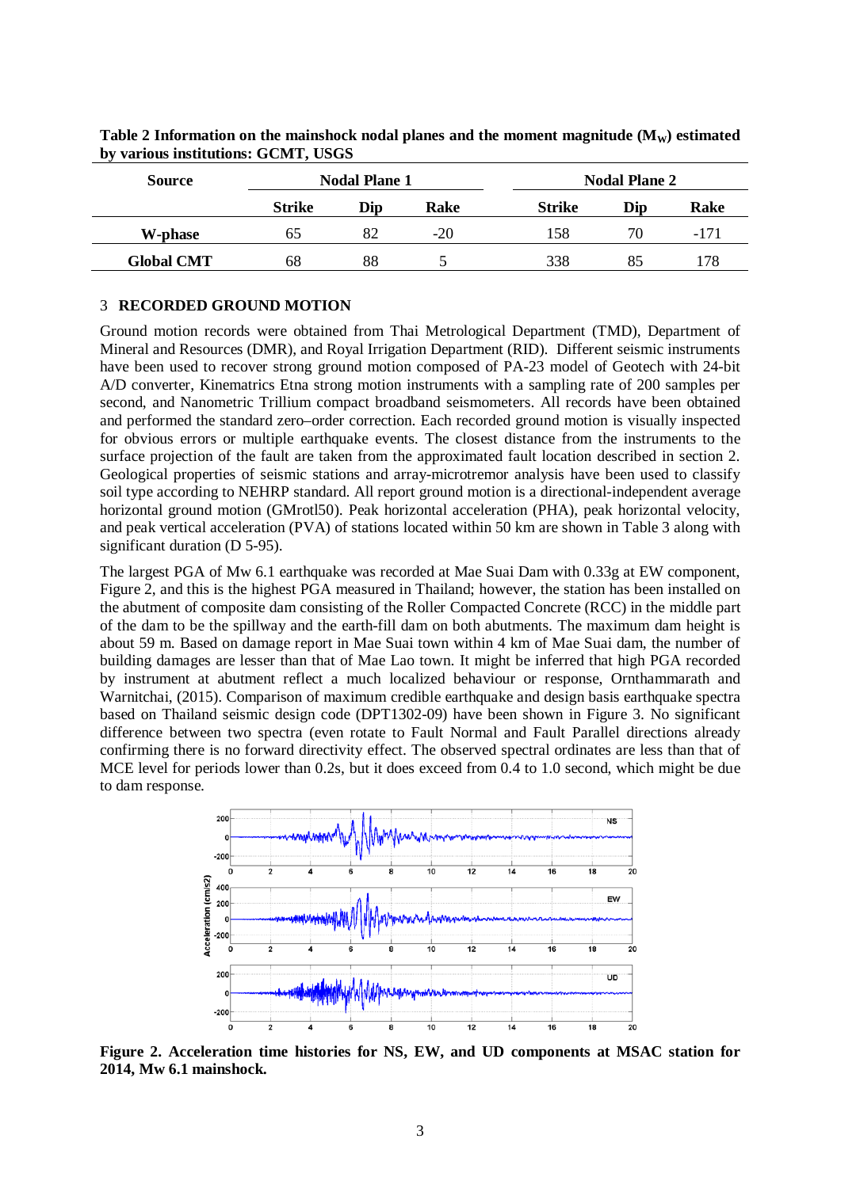**Table 2 Information on the mainshock nodal planes and the moment magnitude ($M_W$) estimated by various institutions: GCMT, USGS**

| Source | Nodal Plane 1 | | | Nodal Plane 2 | | |
|---|---|---|---|---|---|---|
| | Strike | Dip | Rake | Strike | Dip | Rake |
| **W-phase** | 65 | 82 | -20 | 158 | 70 | -171 |
| **Global CMT** | 68 | 88 | 5 | 338 | 85 | 178 |

## 3 RECORDED GROUND MOTION

Ground motion records were obtained from Thai Metrological Department (TMD), Department of Mineral and Resources (DMR), and Royal Irrigation Department (RID). Different seismic instruments have been used to recover strong ground motion composed of PA-23 model of Geotech with 24-bit A/D converter, Kinematrics Etna strong motion instruments with a sampling rate of 200 samples per second, and Nanometric Trillium compact broadband seismometers. All records have been obtained and performed the standard zero–order correction. Each recorded ground motion is visually inspected for obvious errors or multiple earthquake events. The closest distance from the instruments to the surface projection of the fault are taken from the approximated fault location described in section 2. Geological properties of seismic stations and array-microtremor analysis have been used to classify soil type according to NEHRP standard. All report ground motion is a directional-independent average horizontal ground motion (GMrotl50). Peak horizontal acceleration (PHA), peak horizontal velocity, and peak vertical acceleration (PVA) of stations located within 50 km are shown in Table 3 along with significant duration (D 5-95).

The largest PGA of Mw 6.1 earthquake was recorded at Mae Suai Dam with 0.33g at EW component, Figure 2, and this is the highest PGA measured in Thailand; however, the station has been installed on the abutment of composite dam consisting of the Roller Compacted Concrete (RCC) in the middle part of the dam to be the spillway and the earth-fill dam on both abutments. The maximum dam height is about 59 m. Based on damage report in Mae Suai town within 4 km of Mae Suai dam, the number of building damages are lesser than that of Mae Lao town. It might be inferred that high PGA recorded by instrument at abutment reflect a much localized behaviour or response, Ornthammarath and Warnitchai, (2015). Comparison of maximum credible earthquake and design basis earthquake spectra based on Thailand seismic design code (DPT1302-09) have been shown in Figure 3. No significant difference between two spectra (even rotate to Fault Normal and Fault Parallel directions already confirming there is no forward directivity effect. The observed spectral ordinates are less than that of MCE level for periods lower than 0.2s, but it does exceed from 0.4 to 1.0 second, which might be due to dam response.

**Figure 2. Acceleration time histories for NS, EW, and UD components at MSAC station for 2014, Mw 6.1 mainshock.**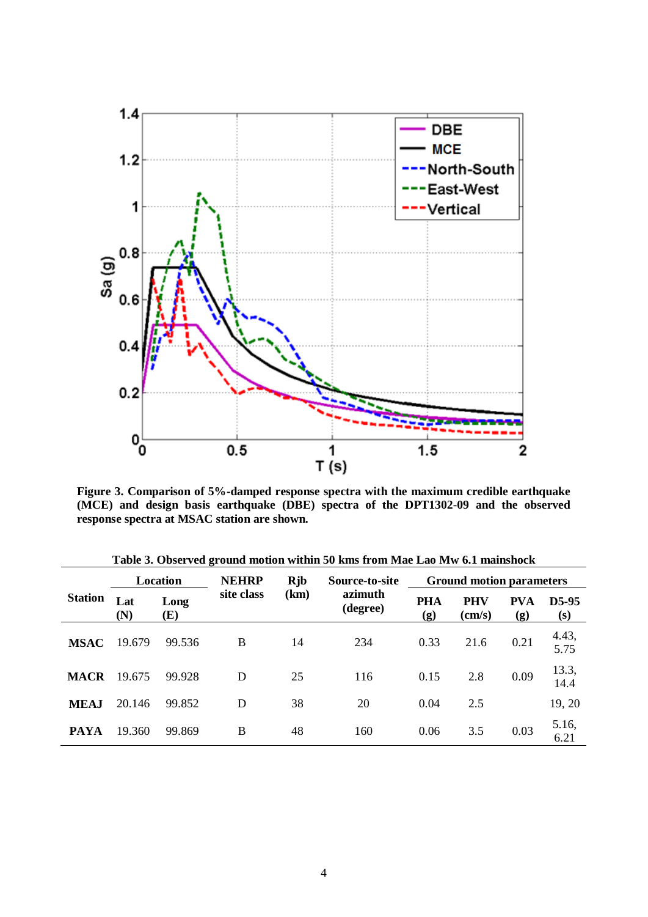**Figure 3. Comparison of 5%-damped response spectra with the maximum credible earthquake (MCE) and design basis earthquake (DBE) spectra of the DPT1302-09 and the observed response spectra at MSAC station are shown.**

**Table 3. Observed ground motion within 50 kms from Mae Lao Mw 6.1 mainshock**

| Station | Location | | NEHRP site class | Rjb (km) | Source-to-site azimuth (degree) | Ground motion parameters | | | |
|---|---|---|---|---|---|---|---|---|---|
| | Lat (N) | Long (E) | | | | PHA (g) | PHV (cm/s) | PVA (g) | D5-95 (s) |
| **MSAC** | 19.679 | 99.536 | B | 14 | 234 | 0.33 | 21.6 | 0.21 | 4.43, 5.75 |
| **MACR** | 19.675 | 99.928 | D | 25 | 116 | 0.15 | 2.8 | 0.09 | 13.3, 14.4 |
| **MEAJ** | 20.146 | 99.852 | D | 38 | 20 | 0.04 | 2.5 | | 19, 20 |
| **PAYA** | 19.360 | 99.869 | B | 48 | 160 | 0.06 | 3.5 | 0.03 | 5.16, 6.21 |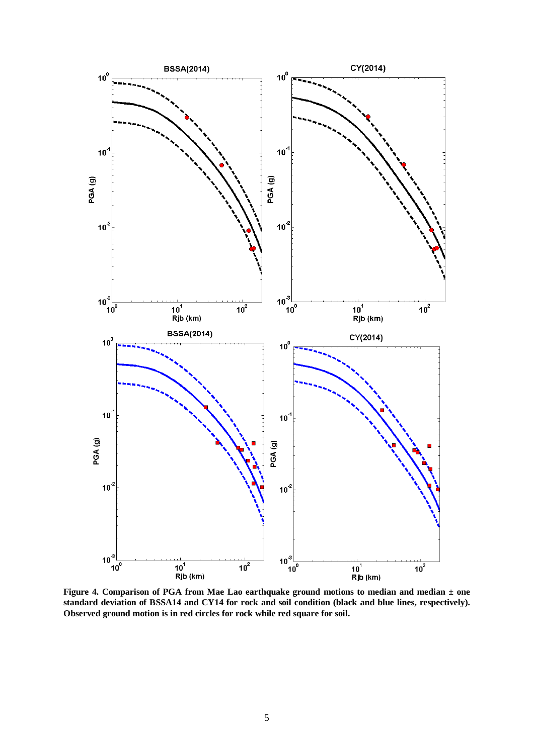**Figure 4. Comparison of PGA from Mae Lao earthquake ground motions to median and median ± one standard deviation of BSSA14 and CY14 for rock and soil condition (black and blue lines, respectively). Observed ground motion is in red circles for rock while red square for soil.**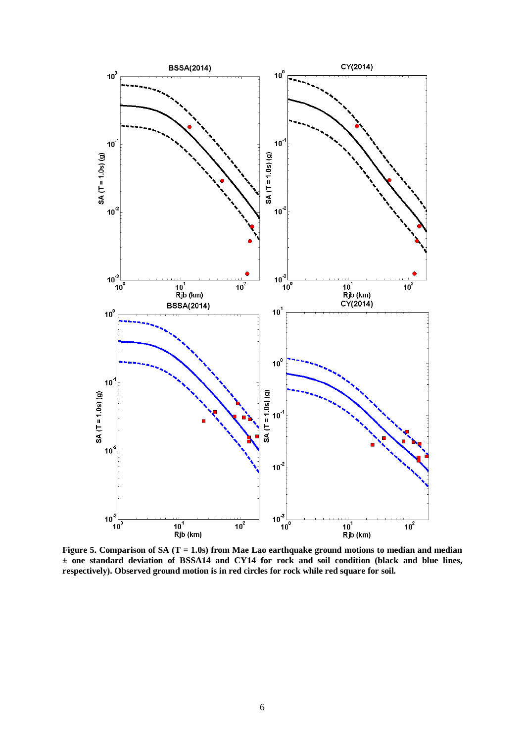**Figure 5. Comparison of SA (T = 1.0s) from Mae Lao earthquake ground motions to median and median ± one standard deviation of BSSA14 and CY14 for rock and soil condition (black and blue lines, respectively). Observed ground motion is in red circles for rock while red square for soil.**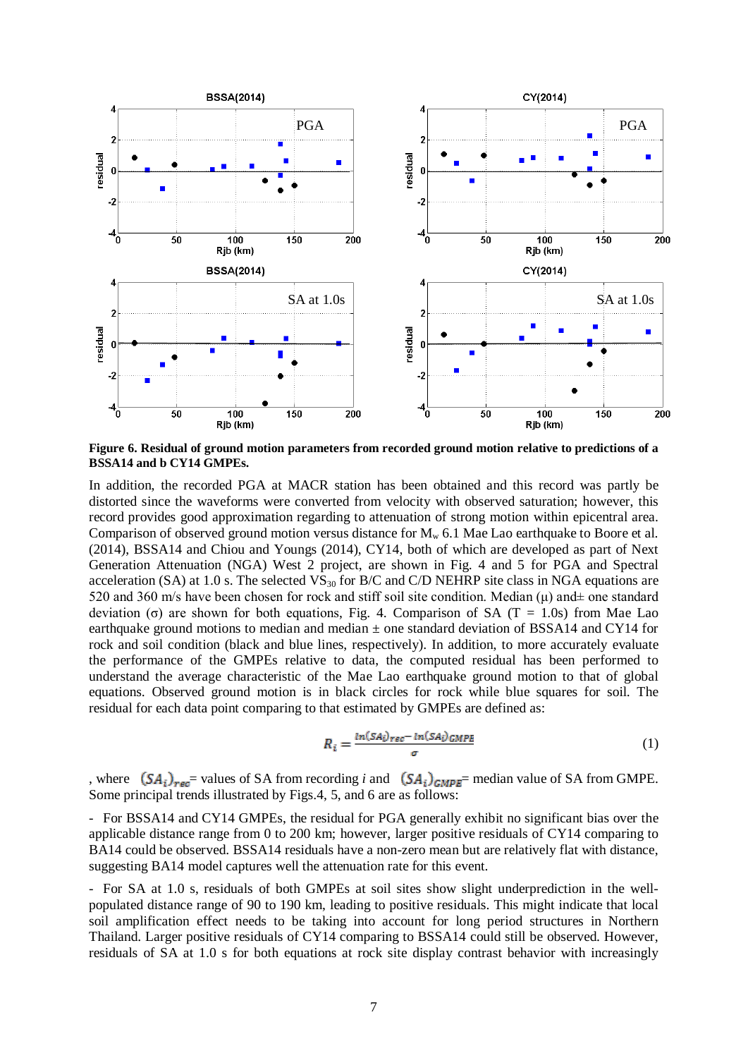**Figure 6. Residual of ground motion parameters from recorded ground motion relative to predictions of a BSSA14 and b CY14 GMPEs.**

In addition, the recorded PGA at MACR station has been obtained and this record was partly be distorted since the waveforms were converted from velocity with observed saturation; however, this record provides good approximation regarding to attenuation of strong motion within epicentral area. Comparison of observed ground motion versus distance for $M_w$ 6.1 Mae Lao earthquake to Boore et al. (2014), BSSA14 and Chiou and Youngs (2014), CY14, both of which are developed as part of Next Generation Attenuation (NGA) West 2 project, are shown in Fig. 4 and 5 for PGA and Spectral acceleration (SA) at 1.0 s. The selected $VS_{30}$ for B/C and C/D NEHRP site class in NGA equations are 520 and 360 m/s have been chosen for rock and stiff soil site condition. Median (μ) and± one standard deviation (σ) are shown for both equations, Fig. 4. Comparison of SA (T = 1.0s) from Mae Lao earthquake ground motions to median and median ± one standard deviation of BSSA14 and CY14 for rock and soil condition (black and blue lines, respectively). In addition, to more accurately evaluate the performance of the GMPEs relative to data, the computed residual has been performed to understand the average characteristic of the Mae Lao earthquake ground motion to that of global equations. Observed ground motion is in black circles for rock while blue squares for soil. The residual for each data point comparing to that estimated by GMPEs are defined as:

$$R_i = \frac{\ln(SA_i)_{rec} - \ln(SA_i)_{GMPE}}{\sigma} \tag{1}$$

, where $(SA_i)_{rec}$= values of SA from recording *i* and $(SA_i)_{GMPE}$= median value of SA from GMPE. Some principal trends illustrated by Figs.4, 5, and 6 are as follows:

- For BSSA14 and CY14 GMPEs, the residual for PGA generally exhibit no significant bias over the applicable distance range from 0 to 200 km; however, larger positive residuals of CY14 comparing to BA14 could be observed. BSSA14 residuals have a non-zero mean but are relatively flat with distance, suggesting BA14 model captures well the attenuation rate for this event.

- For SA at 1.0 s, residuals of both GMPEs at soil sites show slight underprediction in the well-populated distance range of 90 to 190 km, leading to positive residuals. This might indicate that local soil amplification effect needs to be taking into account for long period structures in Northern Thailand. Larger positive residuals of CY14 comparing to BSSA14 could still be observed. However, residuals of SA at 1.0 s for both equations at rock site display contrast behavior with increasingly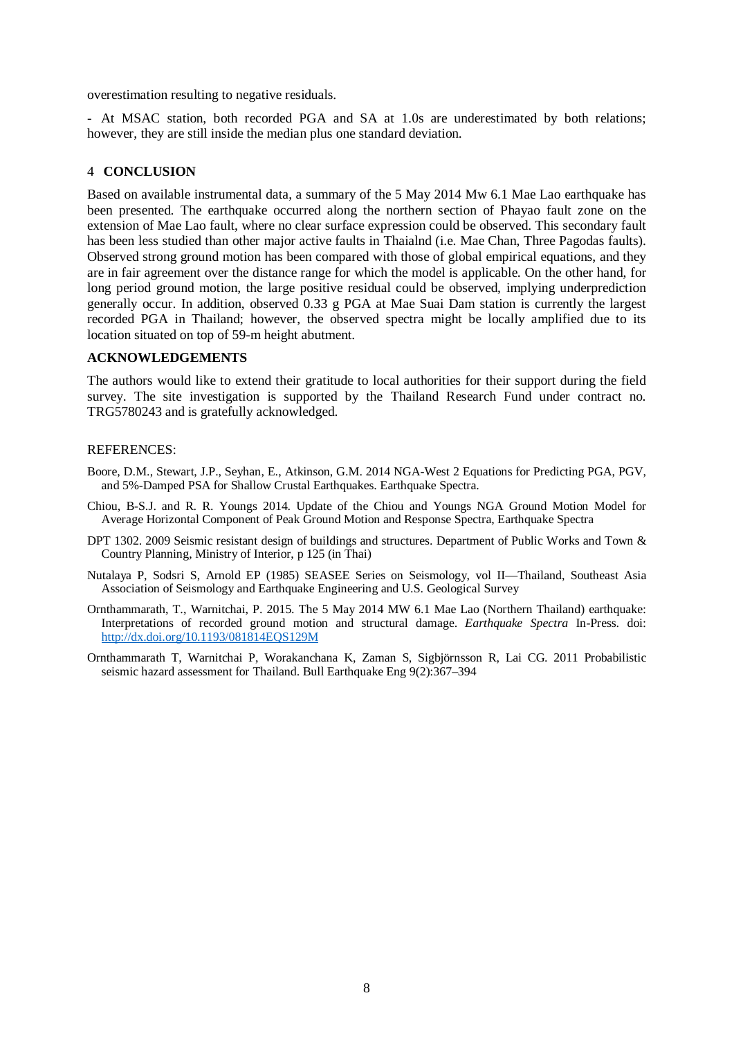overestimation resulting to negative residuals.

- At MSAC station, both recorded PGA and SA at 1.0s are underestimated by both relations; however, they are still inside the median plus one standard deviation.

## 4 CONCLUSION

Based on available instrumental data, a summary of the 5 May 2014 Mw 6.1 Mae Lao earthquake has been presented. The earthquake occurred along the northern section of Phayao fault zone on the extension of Mae Lao fault, where no clear surface expression could be observed. This secondary fault has been less studied than other major active faults in Thaialnd (i.e. Mae Chan, Three Pagodas faults). Observed strong ground motion has been compared with those of global empirical equations, and they are in fair agreement over the distance range for which the model is applicable. On the other hand, for long period ground motion, the large positive residual could be observed, implying underprediction generally occur. In addition, observed 0.33 g PGA at Mae Suai Dam station is currently the largest recorded PGA in Thailand; however, the observed spectra might be locally amplified due to its location situated on top of 59-m height abutment.

## ACKNOWLEDGEMENTS

The authors would like to extend their gratitude to local authorities for their support during the field survey. The site investigation is supported by the Thailand Research Fund under contract no. TRG5780243 and is gratefully acknowledged.

## REFERENCES:

Boore, D.M., Stewart, J.P., Seyhan, E., Atkinson, G.M. 2014 NGA-West 2 Equations for Predicting PGA, PGV, and 5%-Damped PSA for Shallow Crustal Earthquakes. Earthquake Spectra.

Chiou, B-S.J. and R. R. Youngs 2014. Update of the Chiou and Youngs NGA Ground Motion Model for Average Horizontal Component of Peak Ground Motion and Response Spectra, Earthquake Spectra

DPT 1302. 2009 Seismic resistant design of buildings and structures. Department of Public Works and Town & Country Planning, Ministry of Interior, p 125 (in Thai)

Nutalaya P, Sodsri S, Arnold EP (1985) SEASEE Series on Seismology, vol II—Thailand, Southeast Asia Association of Seismology and Earthquake Engineering and U.S. Geological Survey

Ornthammarath, T., Warnitchai, P. 2015. The 5 May 2014 MW 6.1 Mae Lao (Northern Thailand) earthquake: Interpretations of recorded ground motion and structural damage. *Earthquake Spectra* In-Press. doi: http://dx.doi.org/10.1193/081814EQS129M

Ornthammarath T, Warnitchai P, Worakanchana K, Zaman S, Sigbjörnsson R, Lai CG. 2011 Probabilistic seismic hazard assessment for Thailand. Bull Earthquake Eng 9(2):367–394